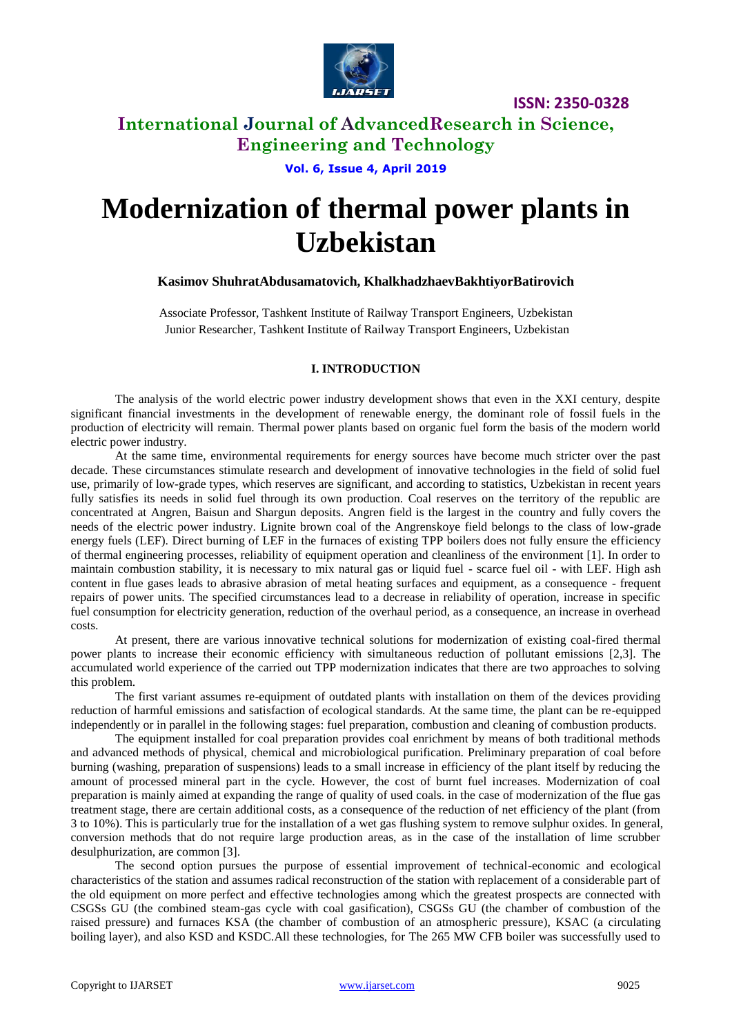# Modernization of thermal power plants in Uzbekistan

**Kasimov ShuhratAbdusamatovich, KhalkhadzhaevBakhtiyorBatirovich**

Associate Professor, Tashkent Institute of Railway Transport Engineers, Uzbekistan
Junior Researcher, Tashkent Institute of Railway Transport Engineers, Uzbekistan

## I. INTRODUCTION

The analysis of the world electric power industry development shows that even in the XXI century, despite significant financial investments in the development of renewable energy, the dominant role of fossil fuels in the production of electricity will remain. Thermal power plants based on organic fuel form the basis of the modern world electric power industry.

At the same time, environmental requirements for energy sources have become much stricter over the past decade. These circumstances stimulate research and development of innovative technologies in the field of solid fuel use, primarily of low-grade types, which reserves are significant, and according to statistics, Uzbekistan in recent years fully satisfies its needs in solid fuel through its own production. Coal reserves on the territory of the republic are concentrated at Angren, Baisun and Shargun deposits. Angren field is the largest in the country and fully covers the needs of the electric power industry. Lignite brown coal of the Angrenskoye field belongs to the class of low-grade energy fuels (LEF). Direct burning of LEF in the furnaces of existing TPP boilers does not fully ensure the efficiency of thermal engineering processes, reliability of equipment operation and cleanliness of the environment [1]. In order to maintain combustion stability, it is necessary to mix natural gas or liquid fuel - scarce fuel oil - with LEF. High ash content in flue gases leads to abrasive abrasion of metal heating surfaces and equipment, as a consequence - frequent repairs of power units. The specified circumstances lead to a decrease in reliability of operation, increase in specific fuel consumption for electricity generation, reduction of the overhaul period, as a consequence, an increase in overhead costs.

At present, there are various innovative technical solutions for modernization of existing coal-fired thermal power plants to increase their economic efficiency with simultaneous reduction of pollutant emissions [2,3]. The accumulated world experience of the carried out TPP modernization indicates that there are two approaches to solving this problem.

The first variant assumes re-equipment of outdated plants with installation on them of the devices providing reduction of harmful emissions and satisfaction of ecological standards. At the same time, the plant can be re-equipped independently or in parallel in the following stages: fuel preparation, combustion and cleaning of combustion products.

The equipment installed for coal preparation provides coal enrichment by means of both traditional methods and advanced methods of physical, chemical and microbiological purification. Preliminary preparation of coal before burning (washing, preparation of suspensions) leads to a small increase in efficiency of the plant itself by reducing the amount of processed mineral part in the cycle. However, the cost of burnt fuel increases. Modernization of coal preparation is mainly aimed at expanding the range of quality of used coals. in the case of modernization of the flue gas treatment stage, there are certain additional costs, as a consequence of the reduction of net efficiency of the plant (from 3 to 10%). This is particularly true for the installation of a wet gas flushing system to remove sulphur oxides. In general, conversion methods that do not require large production areas, as in the case of the installation of lime scrubber desulphurization, are common [3].

The second option pursues the purpose of essential improvement of technical-economic and ecological characteristics of the station and assumes radical reconstruction of the station with replacement of a considerable part of the old equipment on more perfect and effective technologies among which the greatest prospects are connected with CSGSs GU (the combined steam-gas cycle with coal gasification), CSGSs GU (the chamber of combustion of the raised pressure) and furnaces KSA (the chamber of combustion of an atmospheric pressure), KSAC (a circulating boiling layer), and also KSD and KSDC.All these technologies, for The 265 MW CFB boiler was successfully used to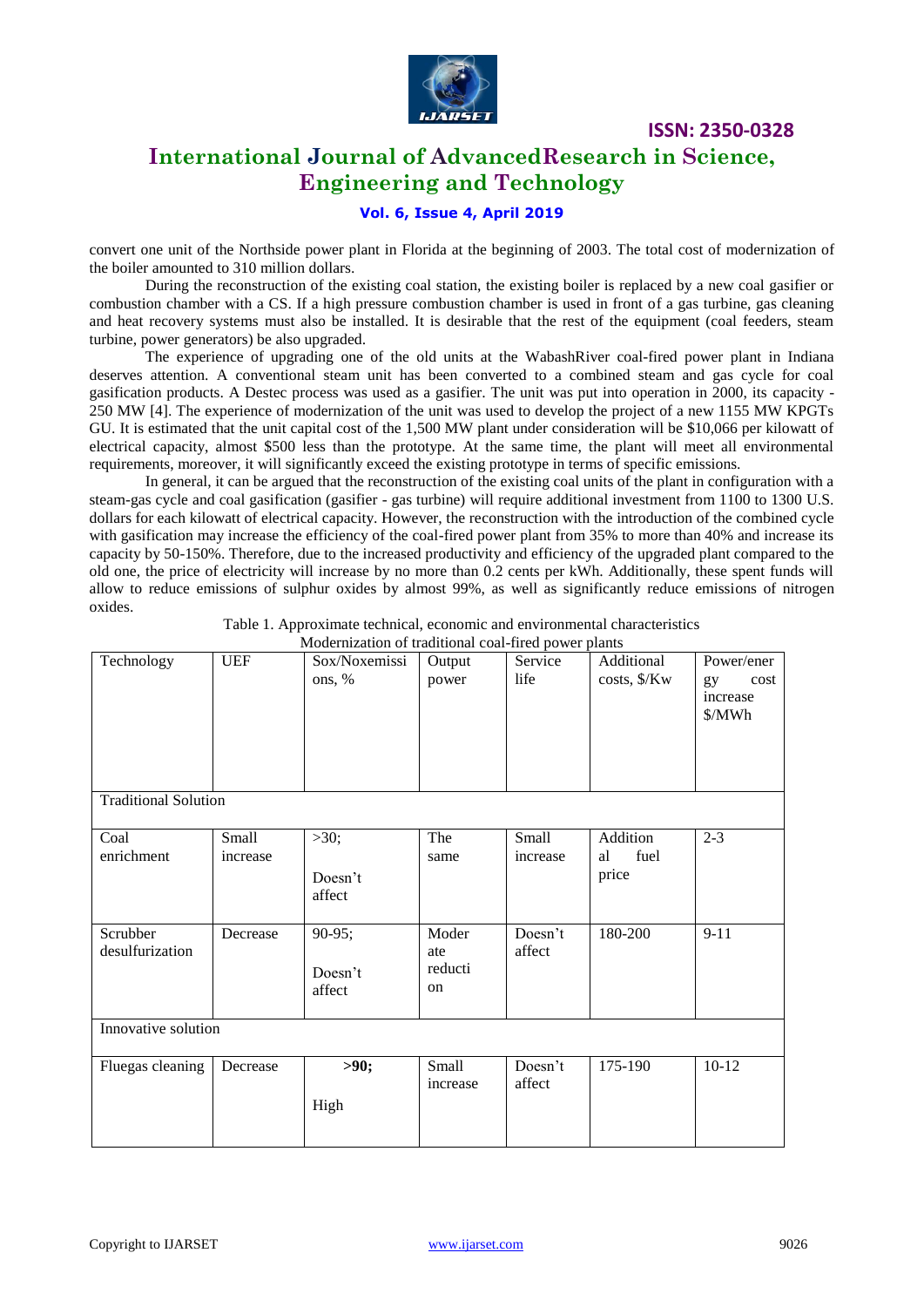convert one unit of the Northside power plant in Florida at the beginning of 2003. The total cost of modernization of the boiler amounted to 310 million dollars.

During the reconstruction of the existing coal station, the existing boiler is replaced by a new coal gasifier or combustion chamber with a CS. If a high pressure combustion chamber is used in front of a gas turbine, gas cleaning and heat recovery systems must also be installed. It is desirable that the rest of the equipment (coal feeders, steam turbine, power generators) be also upgraded.

The experience of upgrading one of the old units at the WabashRiver coal-fired power plant in Indiana deserves attention. A conventional steam unit has been converted to a combined steam and gas cycle for coal gasification products. A Destec process was used as a gasifier. The unit was put into operation in 2000, its capacity - 250 MW [4]. The experience of modernization of the unit was used to develop the project of a new 1155 MW KPGTs GU. It is estimated that the unit capital cost of the 1,500 MW plant under consideration will be $10,066 per kilowatt of electrical capacity, almost $500 less than the prototype. At the same time, the plant will meet all environmental requirements, moreover, it will significantly exceed the existing prototype in terms of specific emissions.

In general, it can be argued that the reconstruction of the existing coal units of the plant in configuration with a steam-gas cycle and coal gasification (gasifier - gas turbine) will require additional investment from 1100 to 1300 U.S. dollars for each kilowatt of electrical capacity. However, the reconstruction with the introduction of the combined cycle with gasification may increase the efficiency of the coal-fired power plant from 35% to more than 40% and increase its capacity by 50-150%. Therefore, due to the increased productivity and efficiency of the upgraded plant compared to the old one, the price of electricity will increase by no more than 0.2 cents per kWh. Additionally, these spent funds will allow to reduce emissions of sulphur oxides by almost 99%, as well as significantly reduce emissions of nitrogen oxides.

Table 1. Approximate technical, economic and environmental characteristics Modernization of traditional coal-fired power plants

| Technology | UEF | Sox/Noxemissions, % | Output power | Service life | Additional costs, $/Kw | Power/energy cost increase $/MWh |
|---|---|---|---|---|---|---|
| Traditional Solution | | | | | | |
| Coal enrichment | Small increase | >30; Doesn't affect | The same | Small increase | Additional fuel price | 2-3 |
| Scrubber desulfurization | Decrease | 90-95; Doesn't affect | Moderate reduction | Doesn't affect | 180-200 | 9-11 |
| Innovative solution | | | | | | |
| Fluegas cleaning | Decrease | **>90;** High | Small increase | Doesn't affect | 175-190 | 10-12 |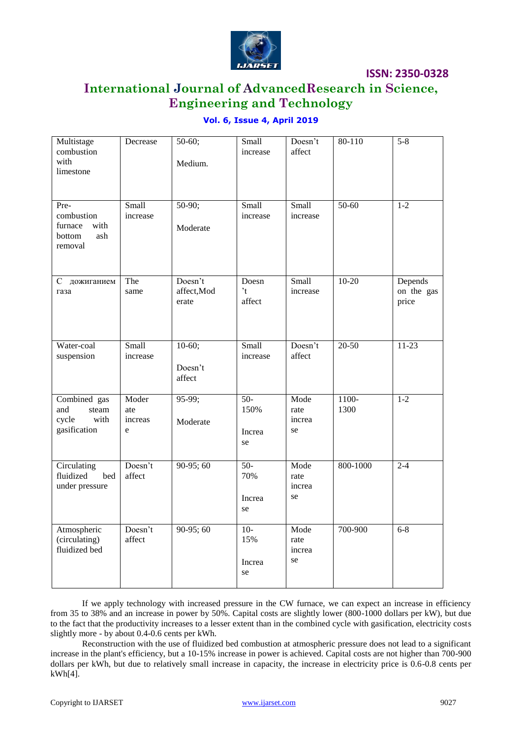| Multistage combustion with limestone | Decrease | 50-60; Medium. | Small increase | Doesn't affect | 80-110 | 5-8 |
|---|---|---|---|---|---|---|
| Pre-combustion furnace with bottom ash removal | Small increase | 50-90; Moderate | Small increase | Small increase | 50-60 | 1-2 |
| С дожиганием газа | The same | Doesn't affect,Moderate | Doesn't affect | Small increase | 10-20 | Depends on the gas price |
| Water-coal suspension | Small increase | 10-60; Doesn't affect | Small increase | Doesn't affect | 20-50 | 11-23 |
| Combined gas and steam cycle with gasification | Moderate increase | 95-99; Moderate | 50-150% Increase | Moderate increase | 1100-1300 | 1-2 |
| Circulating fluidized bed under pressure | Doesn't affect | 90-95; 60 | 50-70% Increase | Moderate increase | 800-1000 | 2-4 |
| Atmospheric (circulating) fluidized bed | Doesn't affect | 90-95; 60 | 10-15% Increase | Moderate increase | 700-900 | 6-8 |

If we apply technology with increased pressure in the CW furnace, we can expect an increase in efficiency from 35 to 38% and an increase in power by 50%. Capital costs are slightly lower (800-1000 dollars per kW), but due to the fact that the productivity increases to a lesser extent than in the combined cycle with gasification, electricity costs slightly more - by about 0.4-0.6 cents per kWh.

Reconstruction with the use of fluidized bed combustion at atmospheric pressure does not lead to a significant increase in the plant's efficiency, but a 10-15% increase in power is achieved. Capital costs are not higher than 700-900 dollars per kWh, but due to relatively small increase in capacity, the increase in electricity price is 0.6-0.8 cents per kWh[4].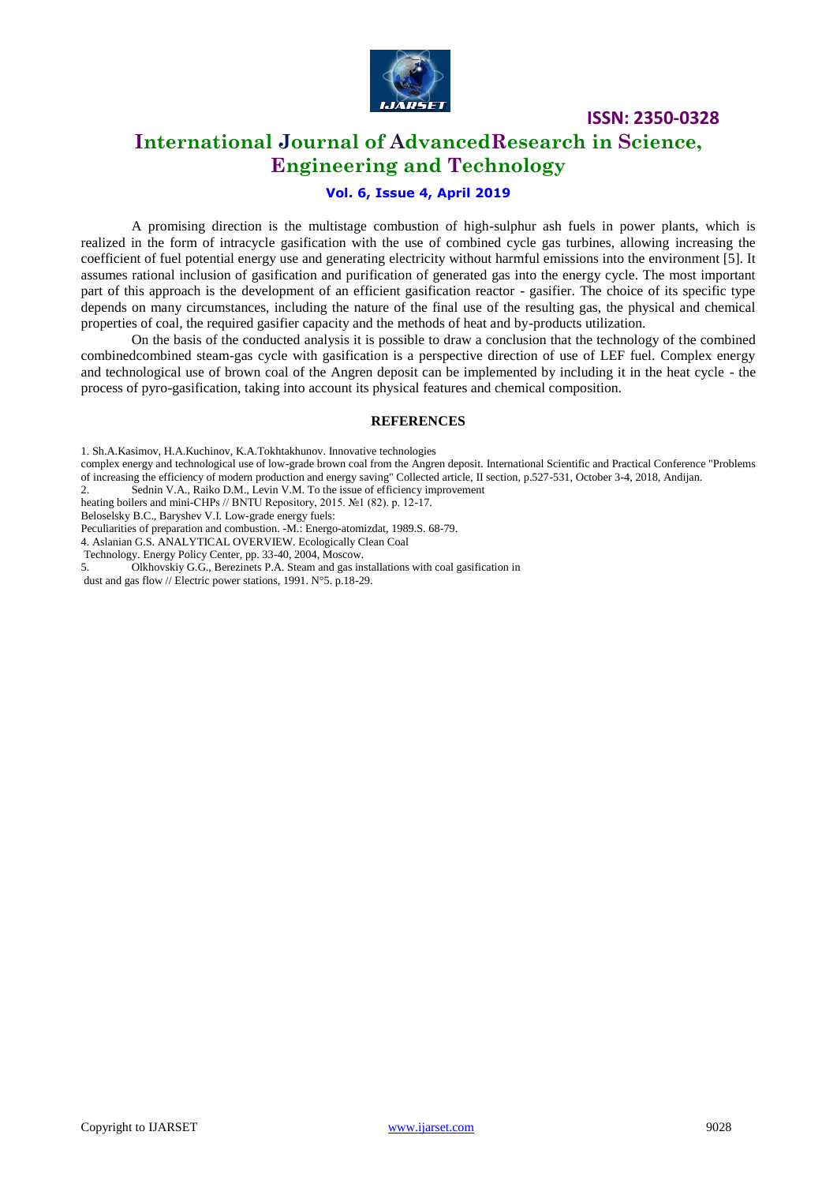A promising direction is the multistage combustion of high-sulphur ash fuels in power plants, which is realized in the form of intracycle gasification with the use of combined cycle gas turbines, allowing increasing the coefficient of fuel potential energy use and generating electricity without harmful emissions into the environment [5]. It assumes rational inclusion of gasification and purification of generated gas into the energy cycle. The most important part of this approach is the development of an efficient gasification reactor - gasifier. The choice of its specific type depends on many circumstances, including the nature of the final use of the resulting gas, the physical and chemical properties of coal, the required gasifier capacity and the methods of heat and by-products utilization.

On the basis of the conducted analysis it is possible to draw a conclusion that the technology of the combined combinedcombined steam-gas cycle with gasification is a perspective direction of use of LEF fuel. Complex energy and technological use of brown coal of the Angren deposit can be implemented by including it in the heat cycle - the process of pyro-gasification, taking into account its physical features and chemical composition.

## REFERENCES

1. Sh.A.Kasimov, H.A.Kuchinov, K.A.Tokhtakhunov. Innovative technologies complex energy and technological use of low-grade brown coal from the Angren deposit. International Scientific and Practical Conference "Problems of increasing the efficiency of modern production and energy saving" Collected article, II section, p.527-531, October 3-4, 2018, Andijan.
2. Sednin V.A., Raiko D.M., Levin V.M. To the issue of efficiency improvement heating boilers and mini-CHPs // BNTU Repository, 2015. №1 (82). p. 12-17.

Beloselsky B.C., Baryshev V.I. Low-grade energy fuels: Peculiarities of preparation and combustion. -M.: Energo-atomizdat, 1989.S. 68-79.

4. Aslanian G.S. ANALYTICAL OVERVIEW. Ecologically Clean Coal Technology. Energy Policy Center, pp. 33-40, 2004, Moscow.
5. Olkhovskiy G.G., Berezinets P.A. Steam and gas installations with coal gasification in dust and gas flow // Electric power stations, 1991. N°5. p.18-29.